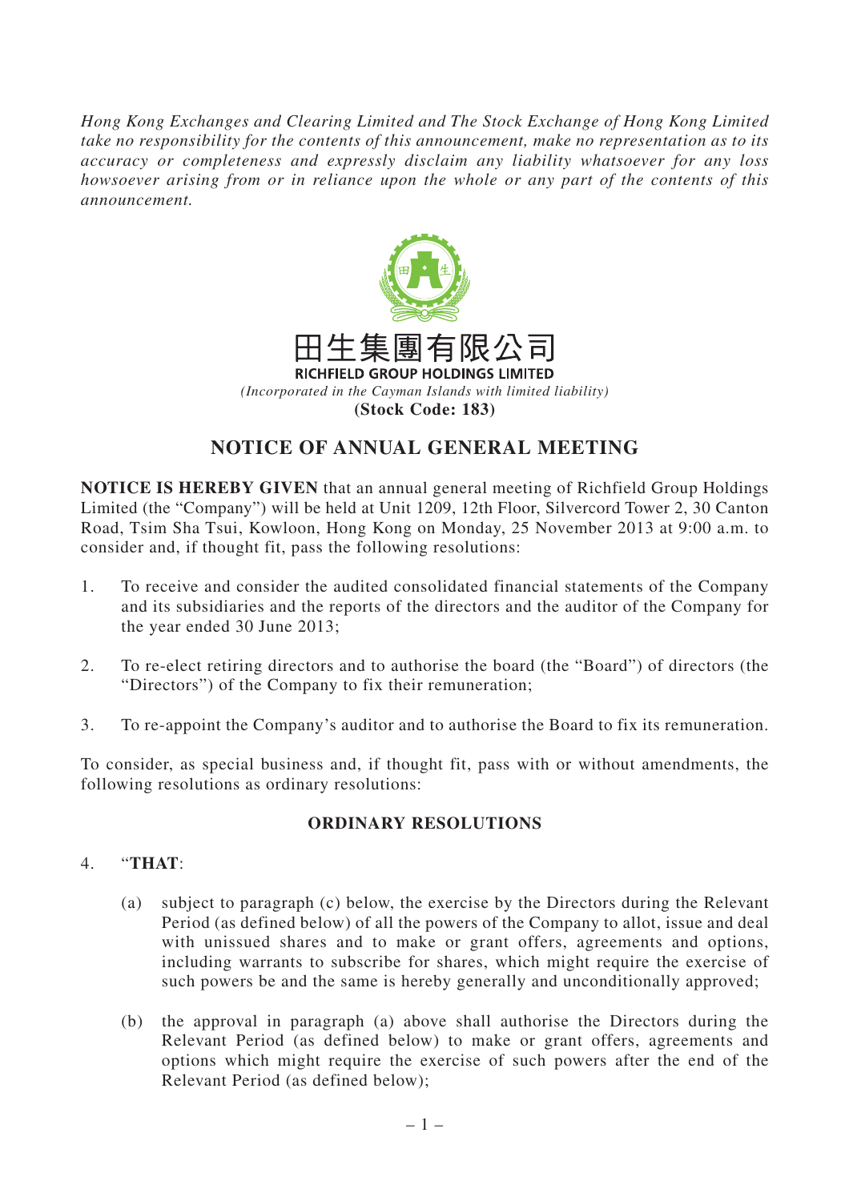*Hong Kong Exchanges and Clearing Limited and The Stock Exchange of Hong Kong Limited take no responsibility for the contents of this announcement, make no representation as to its accuracy or completeness and expressly disclaim any liability whatsoever for any loss howsoever arising from or in reliance upon the whole or any part of the contents of this announcement.*

田生集團有限公司

**RICHFIELD GROUP HOLDINGS LIMITED**

*(Incorporated in the Cayman Islands with limited liability)*

**(Stock Code: 183)**

# NOTICE OF ANNUAL GENERAL MEETING

**NOTICE IS HEREBY GIVEN** that an annual general meeting of Richfield Group Holdings Limited (the "Company") will be held at Unit 1209, 12th Floor, Silvercord Tower 2, 30 Canton Road, Tsim Sha Tsui, Kowloon, Hong Kong on Monday, 25 November 2013 at 9:00 a.m. to consider and, if thought fit, pass the following resolutions:

1. To receive and consider the audited consolidated financial statements of the Company and its subsidiaries and the reports of the directors and the auditor of the Company for the year ended 30 June 2013;

2. To re-elect retiring directors and to authorise the board (the "Board") of directors (the "Directors") of the Company to fix their remuneration;

3. To re-appoint the Company's auditor and to authorise the Board to fix its remuneration.

To consider, as special business and, if thought fit, pass with or without amendments, the following resolutions as ordinary resolutions:

## ORDINARY RESOLUTIONS

4. "**THAT**:

   (a) subject to paragraph (c) below, the exercise by the Directors during the Relevant Period (as defined below) of all the powers of the Company to allot, issue and deal with unissued shares and to make or grant offers, agreements and options, including warrants to subscribe for shares, which might require the exercise of such powers be and the same is hereby generally and unconditionally approved;

   (b) the approval in paragraph (a) above shall authorise the Directors during the Relevant Period (as defined below) to make or grant offers, agreements and options which might require the exercise of such powers after the end of the Relevant Period (as defined below);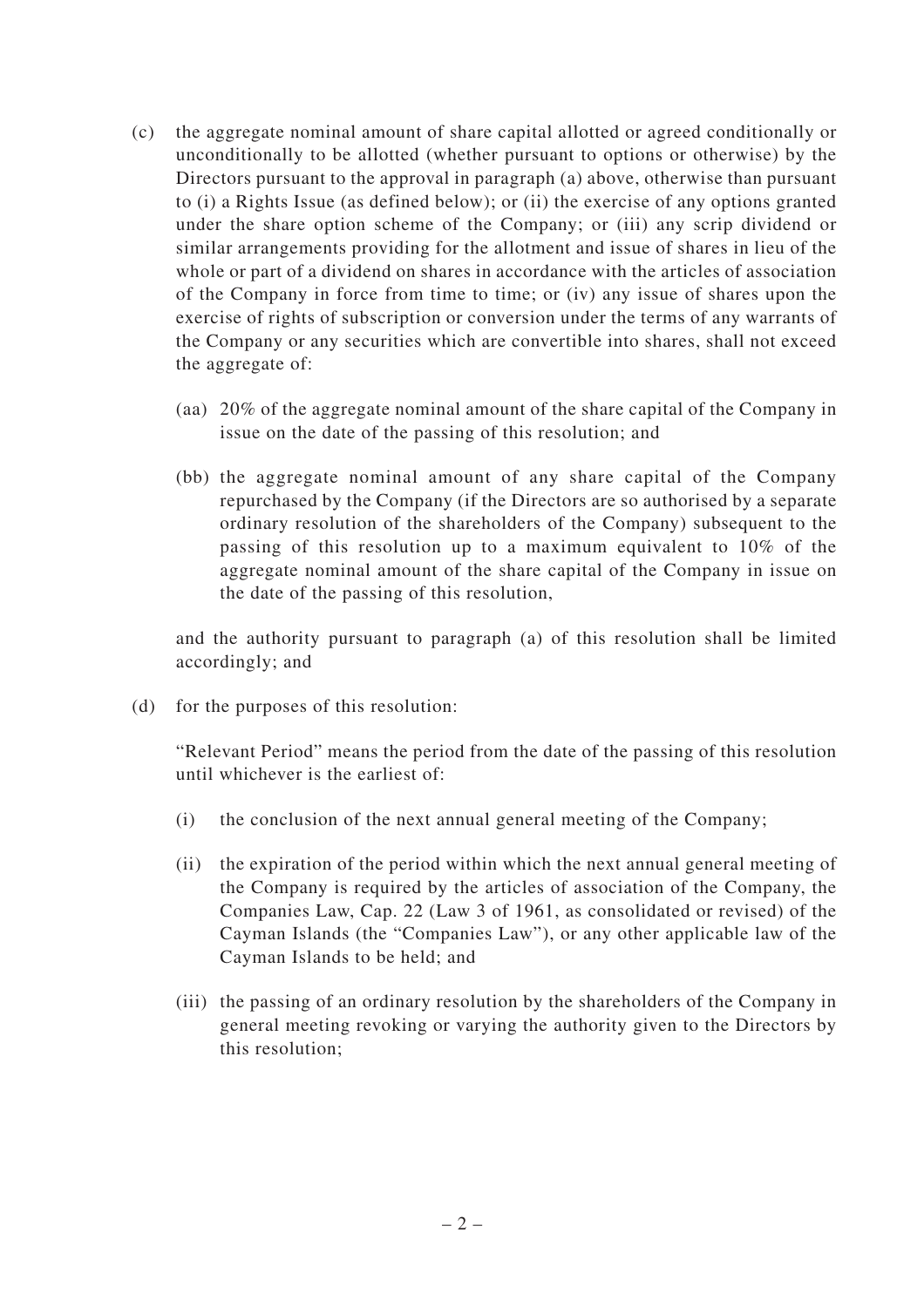(c) the aggregate nominal amount of share capital allotted or agreed conditionally or unconditionally to be allotted (whether pursuant to options or otherwise) by the Directors pursuant to the approval in paragraph (a) above, otherwise than pursuant to (i) a Rights Issue (as defined below); or (ii) the exercise of any options granted under the share option scheme of the Company; or (iii) any scrip dividend or similar arrangements providing for the allotment and issue of shares in lieu of the whole or part of a dividend on shares in accordance with the articles of association of the Company in force from time to time; or (iv) any issue of shares upon the exercise of rights of subscription or conversion under the terms of any warrants of the Company or any securities which are convertible into shares, shall not exceed the aggregate of:

(aa) 20% of the aggregate nominal amount of the share capital of the Company in issue on the date of the passing of this resolution; and

(bb) the aggregate nominal amount of any share capital of the Company repurchased by the Company (if the Directors are so authorised by a separate ordinary resolution of the shareholders of the Company) subsequent to the passing of this resolution up to a maximum equivalent to 10% of the aggregate nominal amount of the share capital of the Company in issue on the date of the passing of this resolution,

and the authority pursuant to paragraph (a) of this resolution shall be limited accordingly; and

(d) for the purposes of this resolution:

"Relevant Period" means the period from the date of the passing of this resolution until whichever is the earliest of:

(i) the conclusion of the next annual general meeting of the Company;

(ii) the expiration of the period within which the next annual general meeting of the Company is required by the articles of association of the Company, the Companies Law, Cap. 22 (Law 3 of 1961, as consolidated or revised) of the Cayman Islands (the "Companies Law"), or any other applicable law of the Cayman Islands to be held; and

(iii) the passing of an ordinary resolution by the shareholders of the Company in general meeting revoking or varying the authority given to the Directors by this resolution;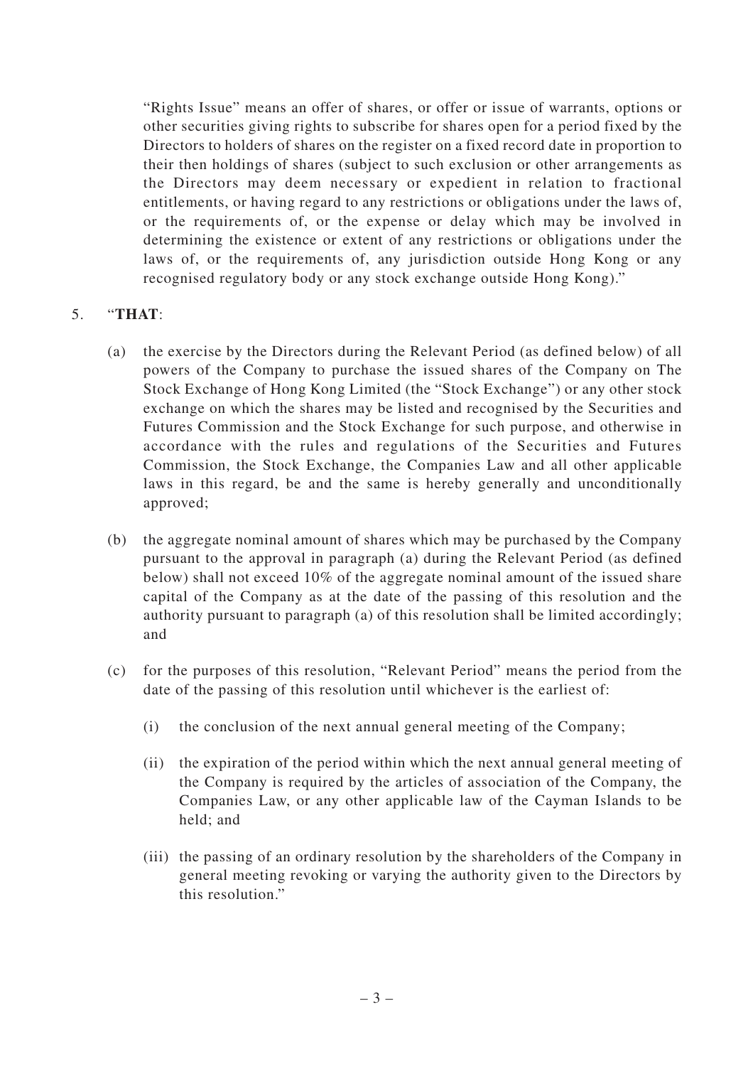"Rights Issue" means an offer of shares, or offer or issue of warrants, options or other securities giving rights to subscribe for shares open for a period fixed by the Directors to holders of shares on the register on a fixed record date in proportion to their then holdings of shares (subject to such exclusion or other arrangements as the Directors may deem necessary or expedient in relation to fractional entitlements, or having regard to any restrictions or obligations under the laws of, or the requirements of, or the expense or delay which may be involved in determining the existence or extent of any restrictions or obligations under the laws of, or the requirements of, any jurisdiction outside Hong Kong or any recognised regulatory body or any stock exchange outside Hong Kong)."

5. "**THAT**:

   (a) the exercise by the Directors during the Relevant Period (as defined below) of all powers of the Company to purchase the issued shares of the Company on The Stock Exchange of Hong Kong Limited (the "Stock Exchange") or any other stock exchange on which the shares may be listed and recognised by the Securities and Futures Commission and the Stock Exchange for such purpose, and otherwise in accordance with the rules and regulations of the Securities and Futures Commission, the Stock Exchange, the Companies Law and all other applicable laws in this regard, be and the same is hereby generally and unconditionally approved;

   (b) the aggregate nominal amount of shares which may be purchased by the Company pursuant to the approval in paragraph (a) during the Relevant Period (as defined below) shall not exceed 10% of the aggregate nominal amount of the issued share capital of the Company as at the date of the passing of this resolution and the authority pursuant to paragraph (a) of this resolution shall be limited accordingly; and

   (c) for the purposes of this resolution, "Relevant Period" means the period from the date of the passing of this resolution until whichever is the earliest of:

      (i) the conclusion of the next annual general meeting of the Company;

      (ii) the expiration of the period within which the next annual general meeting of the Company is required by the articles of association of the Company, the Companies Law, or any other applicable law of the Cayman Islands to be held; and

      (iii) the passing of an ordinary resolution by the shareholders of the Company in general meeting revoking or varying the authority given to the Directors by this resolution."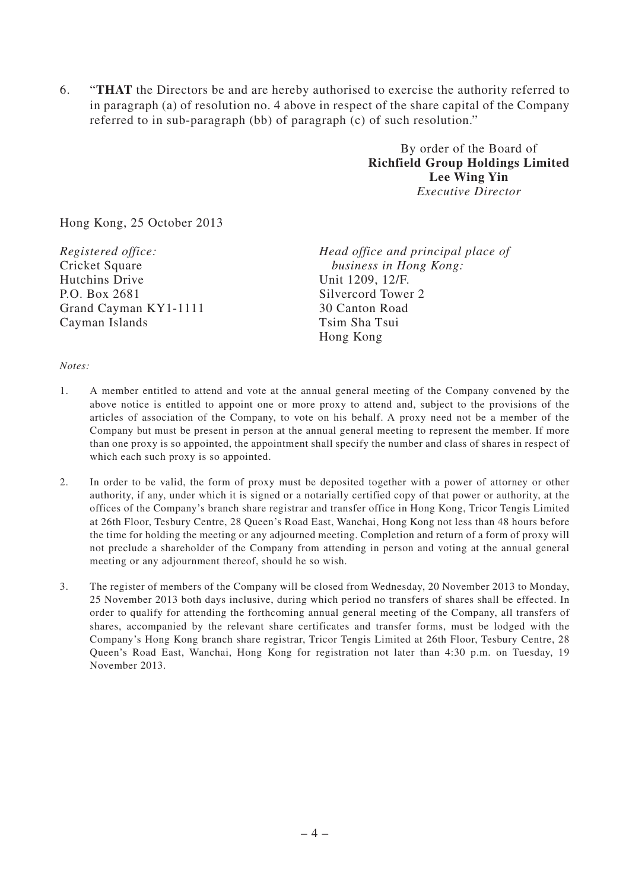6. "**THAT** the Directors be and are hereby authorised to exercise the authority referred to in paragraph (a) of resolution no. 4 above in respect of the share capital of the Company referred to in sub-paragraph (bb) of paragraph (c) of such resolution."

By order of the Board of
**Richfield Group Holdings Limited**
**Lee Wing Yin**
*Executive Director*

Hong Kong, 25 October 2013

*Registered office:*
Cricket Square
Hutchins Drive
P.O. Box 2681
Grand Cayman KY1-1111
Cayman Islands

*Head office and principal place of business in Hong Kong:*
Unit 1209, 12/F.
Silvercord Tower 2
30 Canton Road
Tsim Sha Tsui
Hong Kong

*Notes:*

1. A member entitled to attend and vote at the annual general meeting of the Company convened by the above notice is entitled to appoint one or more proxy to attend and, subject to the provisions of the articles of association of the Company, to vote on his behalf. A proxy need not be a member of the Company but must be present in person at the annual general meeting to represent the member. If more than one proxy is so appointed, the appointment shall specify the number and class of shares in respect of which each such proxy is so appointed.

2. In order to be valid, the form of proxy must be deposited together with a power of attorney or other authority, if any, under which it is signed or a notarially certified copy of that power or authority, at the offices of the Company's branch share registrar and transfer office in Hong Kong, Tricor Tengis Limited at 26th Floor, Tesbury Centre, 28 Queen's Road East, Wanchai, Hong Kong not less than 48 hours before the time for holding the meeting or any adjourned meeting. Completion and return of a form of proxy will not preclude a shareholder of the Company from attending in person and voting at the annual general meeting or any adjournment thereof, should he so wish.

3. The register of members of the Company will be closed from Wednesday, 20 November 2013 to Monday, 25 November 2013 both days inclusive, during which period no transfers of shares shall be effected. In order to qualify for attending the forthcoming annual general meeting of the Company, all transfers of shares, accompanied by the relevant share certificates and transfer forms, must be lodged with the Company's Hong Kong branch share registrar, Tricor Tengis Limited at 26th Floor, Tesbury Centre, 28 Queen's Road East, Wanchai, Hong Kong for registration not later than 4:30 p.m. on Tuesday, 19 November 2013.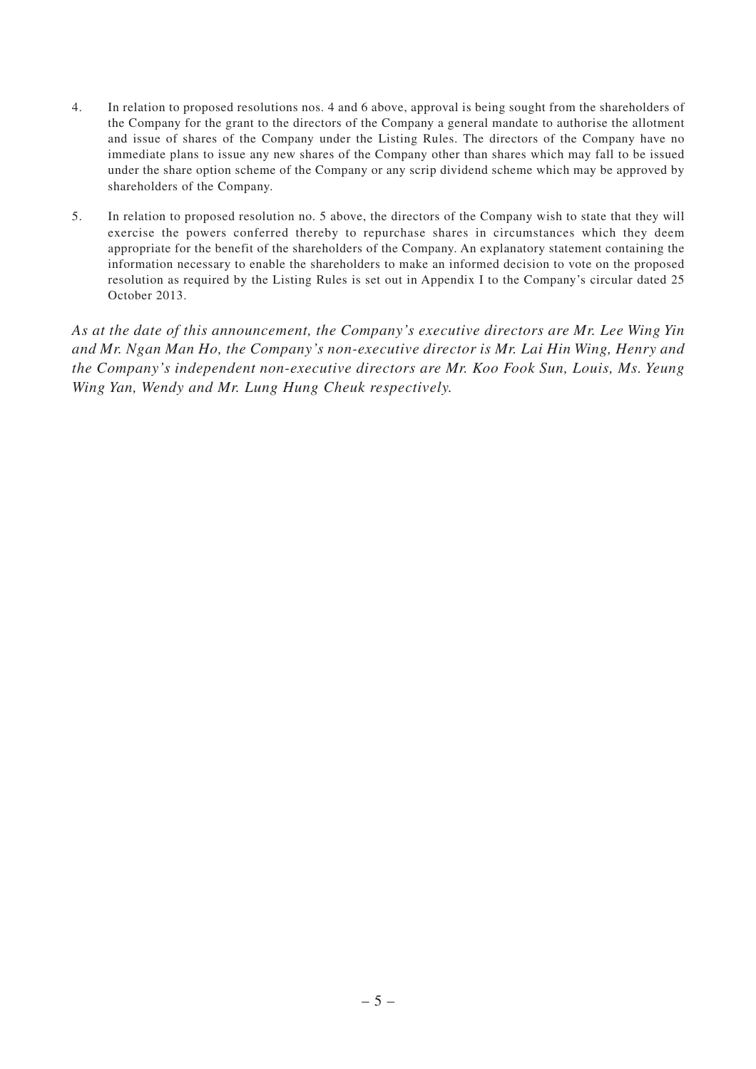4. In relation to proposed resolutions nos. 4 and 6 above, approval is being sought from the shareholders of the Company for the grant to the directors of the Company a general mandate to authorise the allotment and issue of shares of the Company under the Listing Rules. The directors of the Company have no immediate plans to issue any new shares of the Company other than shares which may fall to be issued under the share option scheme of the Company or any scrip dividend scheme which may be approved by shareholders of the Company.

5. In relation to proposed resolution no. 5 above, the directors of the Company wish to state that they will exercise the powers conferred thereby to repurchase shares in circumstances which they deem appropriate for the benefit of the shareholders of the Company. An explanatory statement containing the information necessary to enable the shareholders to make an informed decision to vote on the proposed resolution as required by the Listing Rules is set out in Appendix I to the Company's circular dated 25 October 2013.

*As at the date of this announcement, the Company's executive directors are Mr. Lee Wing Yin and Mr. Ngan Man Ho, the Company's non-executive director is Mr. Lai Hin Wing, Henry and the Company's independent non-executive directors are Mr. Koo Fook Sun, Louis, Ms. Yeung Wing Yan, Wendy and Mr. Lung Hung Cheuk respectively.*